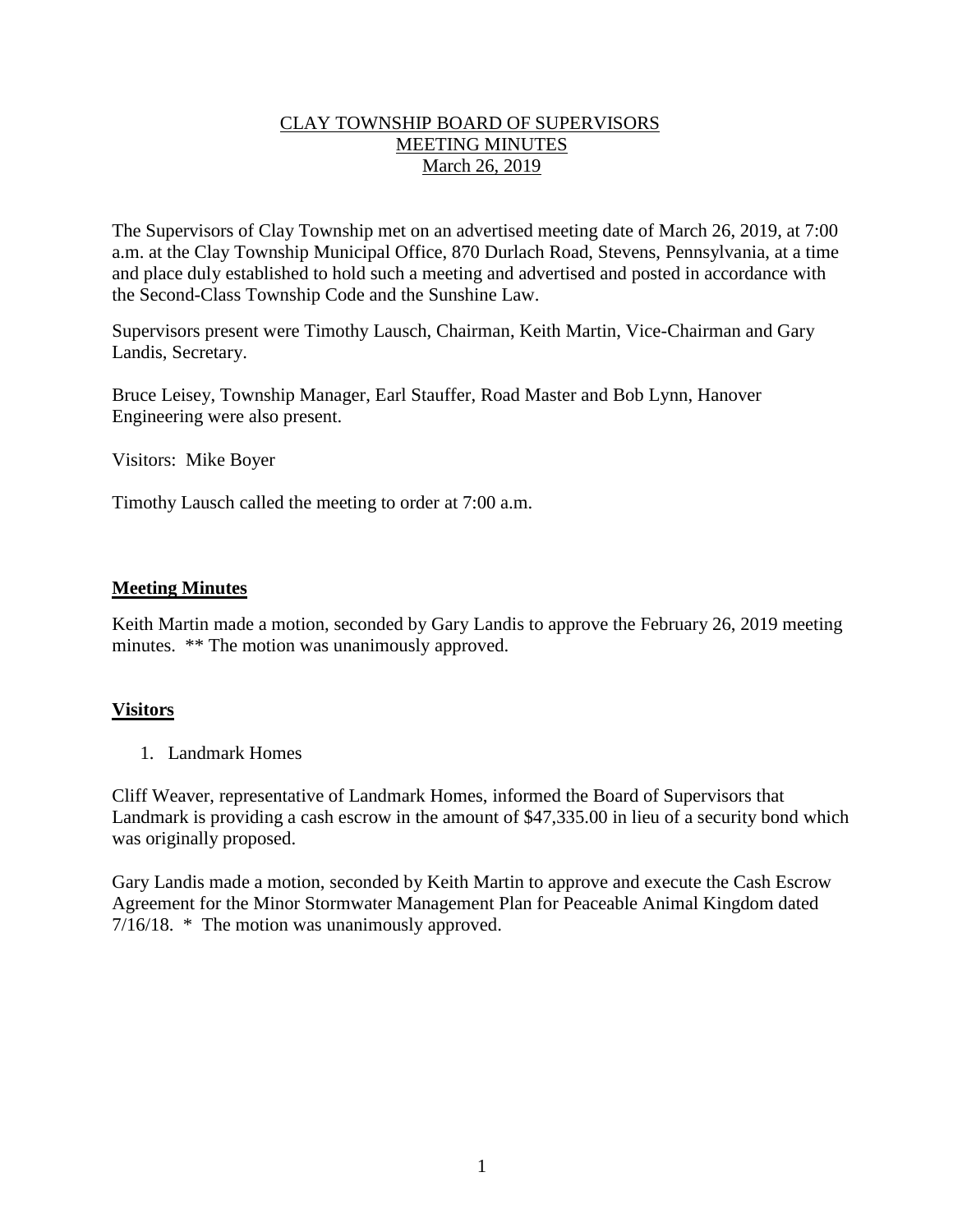# CLAY TOWNSHIP BOARD OF SUPERVISORS
# MEETING MINUTES
# March 26, 2019

The Supervisors of Clay Township met on an advertised meeting date of March 26, 2019, at 7:00 a.m. at the Clay Township Municipal Office, 870 Durlach Road, Stevens, Pennsylvania, at a time and place duly established to hold such a meeting and advertised and posted in accordance with the Second-Class Township Code and the Sunshine Law.

Supervisors present were Timothy Lausch, Chairman, Keith Martin, Vice-Chairman and Gary Landis, Secretary.

Bruce Leisey, Township Manager, Earl Stauffer, Road Master and Bob Lynn, Hanover Engineering were also present.

Visitors: Mike Boyer

Timothy Lausch called the meeting to order at 7:00 a.m.

## Meeting Minutes

Keith Martin made a motion, seconded by Gary Landis to approve the February 26, 2019 meeting minutes. ** The motion was unanimously approved.

## Visitors

1. Landmark Homes

Cliff Weaver, representative of Landmark Homes, informed the Board of Supervisors that Landmark is providing a cash escrow in the amount of $47,335.00 in lieu of a security bond which was originally proposed.

Gary Landis made a motion, seconded by Keith Martin to approve and execute the Cash Escrow Agreement for the Minor Stormwater Management Plan for Peaceable Animal Kingdom dated 7/16/18. * The motion was unanimously approved.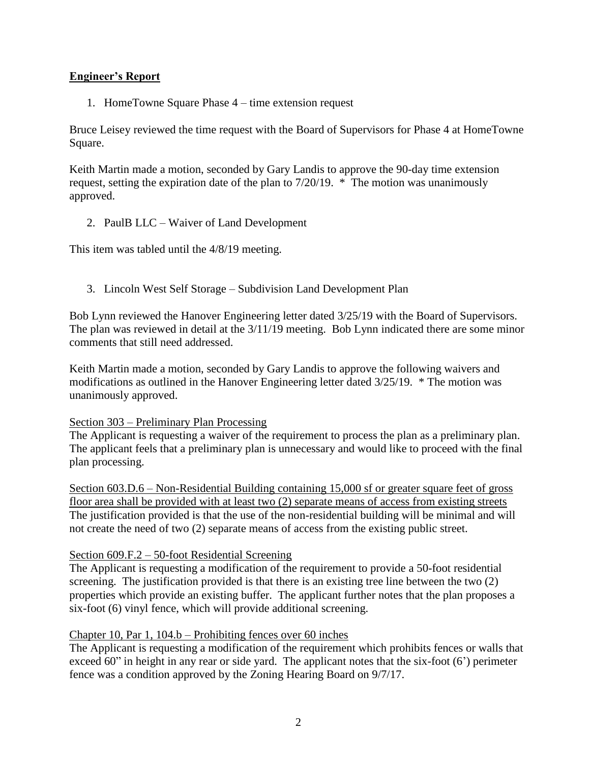## **Engineer's Report**

1. HomeTowne Square Phase 4 – time extension request

Bruce Leisey reviewed the time request with the Board of Supervisors for Phase 4 at HomeTowne Square.

Keith Martin made a motion, seconded by Gary Landis to approve the 90-day time extension request, setting the expiration date of the plan to 7/20/19. * The motion was unanimously approved.

2. PaulB LLC – Waiver of Land Development

This item was tabled until the 4/8/19 meeting.

3. Lincoln West Self Storage – Subdivision Land Development Plan

Bob Lynn reviewed the Hanover Engineering letter dated 3/25/19 with the Board of Supervisors. The plan was reviewed in detail at the 3/11/19 meeting. Bob Lynn indicated there are some minor comments that still need addressed.

Keith Martin made a motion, seconded by Gary Landis to approve the following waivers and modifications as outlined in the Hanover Engineering letter dated 3/25/19. * The motion was unanimously approved.

<u>Section 303 – Preliminary Plan Processing</u>
The Applicant is requesting a waiver of the requirement to process the plan as a preliminary plan. The applicant feels that a preliminary plan is unnecessary and would like to proceed with the final plan processing.

<u>Section 603.D.6 – Non-Residential Building containing 15,000 sf or greater square feet of gross floor area shall be provided with at least two (2) separate means of access from existing streets</u>
The justification provided is that the use of the non-residential building will be minimal and will not create the need of two (2) separate means of access from the existing public street.

<u>Section 609.F.2 – 50-foot Residential Screening</u>
The Applicant is requesting a modification of the requirement to provide a 50-foot residential screening. The justification provided is that there is an existing tree line between the two (2) properties which provide an existing buffer. The applicant further notes that the plan proposes a six-foot (6) vinyl fence, which will provide additional screening.

<u>Chapter 10, Par 1, 104.b – Prohibiting fences over 60 inches</u>
The Applicant is requesting a modification of the requirement which prohibits fences or walls that exceed 60" in height in any rear or side yard. The applicant notes that the six-foot (6') perimeter fence was a condition approved by the Zoning Hearing Board on 9/7/17.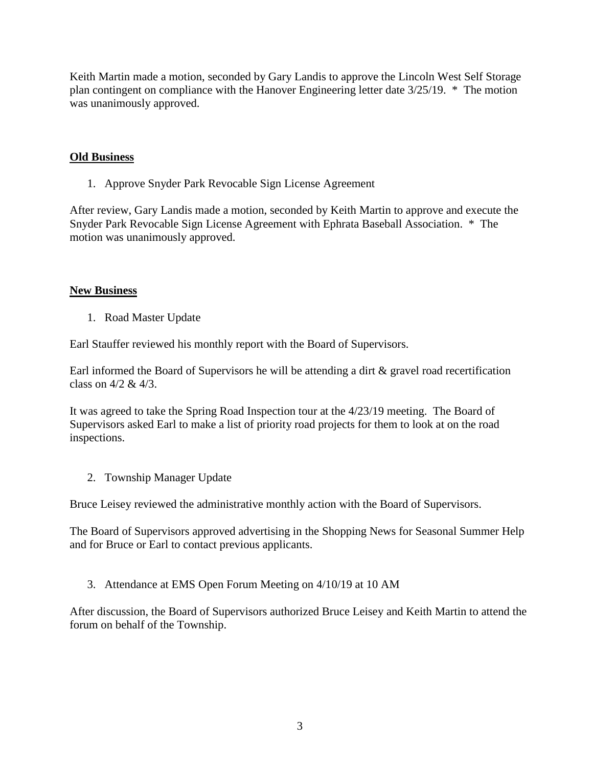Keith Martin made a motion, seconded by Gary Landis to approve the Lincoln West Self Storage plan contingent on compliance with the Hanover Engineering letter date 3/25/19. * The motion was unanimously approved.

**Old Business**

1. Approve Snyder Park Revocable Sign License Agreement

After review, Gary Landis made a motion, seconded by Keith Martin to approve and execute the Snyder Park Revocable Sign License Agreement with Ephrata Baseball Association. * The motion was unanimously approved.

**New Business**

1. Road Master Update

Earl Stauffer reviewed his monthly report with the Board of Supervisors.

Earl informed the Board of Supervisors he will be attending a dirt & gravel road recertification class on 4/2 & 4/3.

It was agreed to take the Spring Road Inspection tour at the 4/23/19 meeting. The Board of Supervisors asked Earl to make a list of priority road projects for them to look at on the road inspections.

2. Township Manager Update

Bruce Leisey reviewed the administrative monthly action with the Board of Supervisors.

The Board of Supervisors approved advertising in the Shopping News for Seasonal Summer Help and for Bruce or Earl to contact previous applicants.

3. Attendance at EMS Open Forum Meeting on 4/10/19 at 10 AM

After discussion, the Board of Supervisors authorized Bruce Leisey and Keith Martin to attend the forum on behalf of the Township.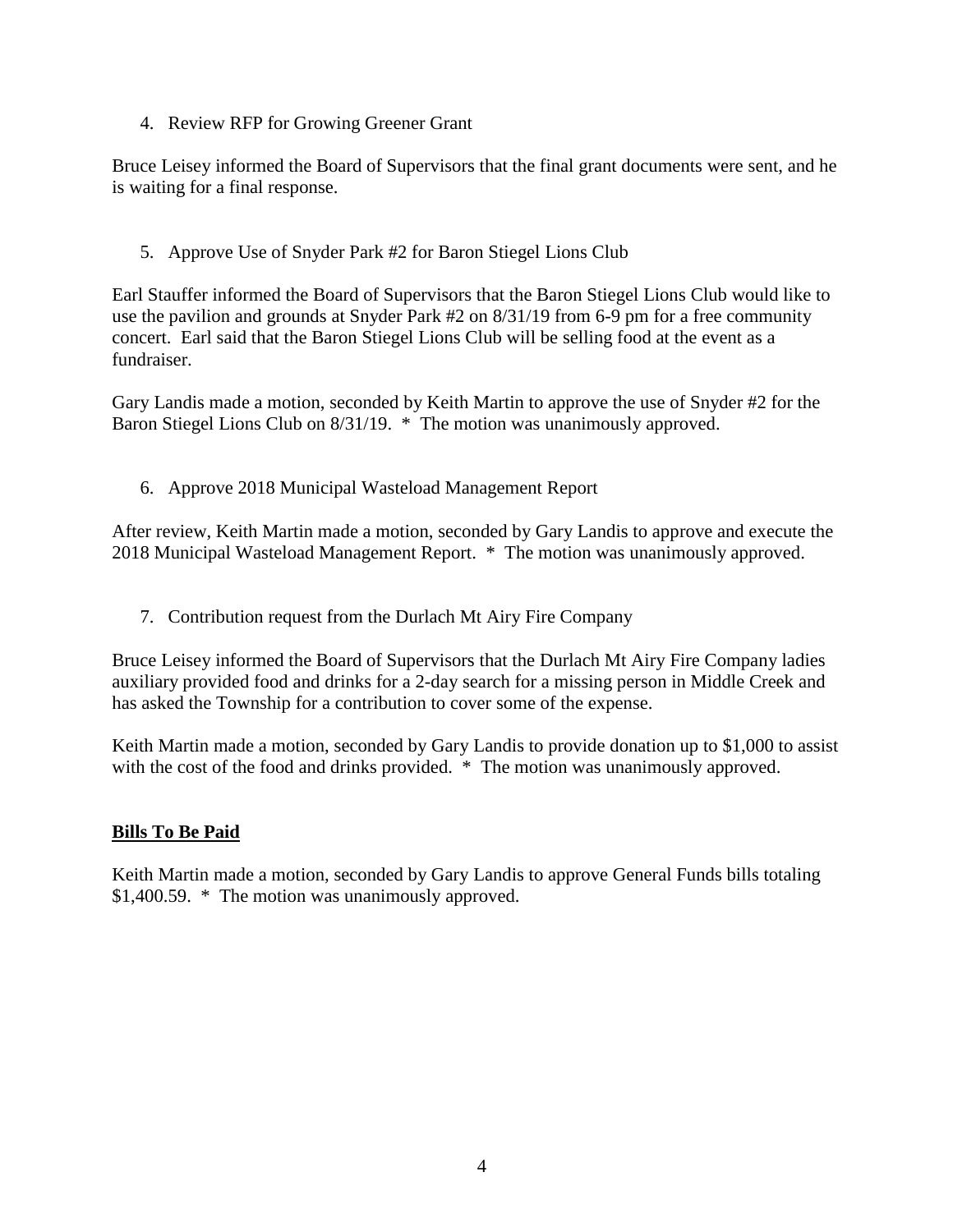4. Review RFP for Growing Greener Grant

Bruce Leisey informed the Board of Supervisors that the final grant documents were sent, and he is waiting for a final response.

5. Approve Use of Snyder Park #2 for Baron Stiegel Lions Club

Earl Stauffer informed the Board of Supervisors that the Baron Stiegel Lions Club would like to use the pavilion and grounds at Snyder Park #2 on 8/31/19 from 6-9 pm for a free community concert. Earl said that the Baron Stiegel Lions Club will be selling food at the event as a fundraiser.

Gary Landis made a motion, seconded by Keith Martin to approve the use of Snyder #2 for the Baron Stiegel Lions Club on 8/31/19. * The motion was unanimously approved.

6. Approve 2018 Municipal Wasteload Management Report

After review, Keith Martin made a motion, seconded by Gary Landis to approve and execute the 2018 Municipal Wasteload Management Report. * The motion was unanimously approved.

7. Contribution request from the Durlach Mt Airy Fire Company

Bruce Leisey informed the Board of Supervisors that the Durlach Mt Airy Fire Company ladies auxiliary provided food and drinks for a 2-day search for a missing person in Middle Creek and has asked the Township for a contribution to cover some of the expense.

Keith Martin made a motion, seconded by Gary Landis to provide donation up to $1,000 to assist with the cost of the food and drinks provided. * The motion was unanimously approved.

**Bills To Be Paid**

Keith Martin made a motion, seconded by Gary Landis to approve General Funds bills totaling $1,400.59. * The motion was unanimously approved.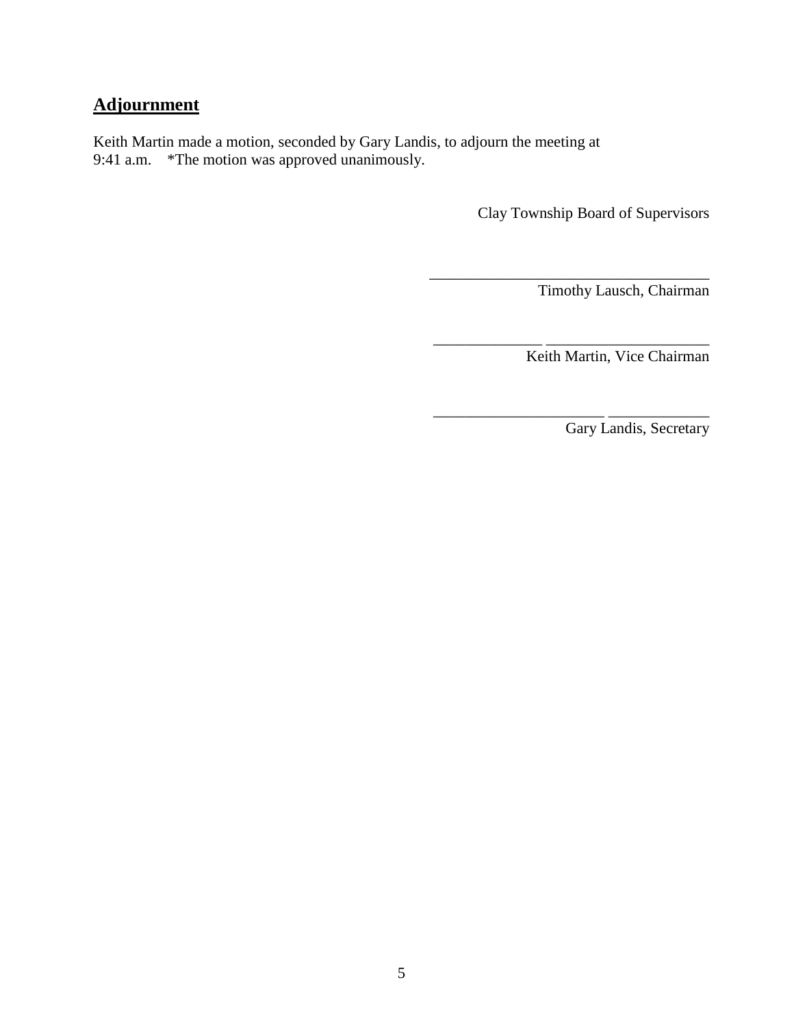## **Adjournment**

Keith Martin made a motion, seconded by Gary Landis, to adjourn the meeting at 9:41 a.m. *The motion was approved unanimously.

Clay Township Board of Supervisors

_____________________________________
Timothy Lausch, Chairman

______________ ____________________
Keith Martin, Vice Chairman

______________________ _____________
Gary Landis, Secretary